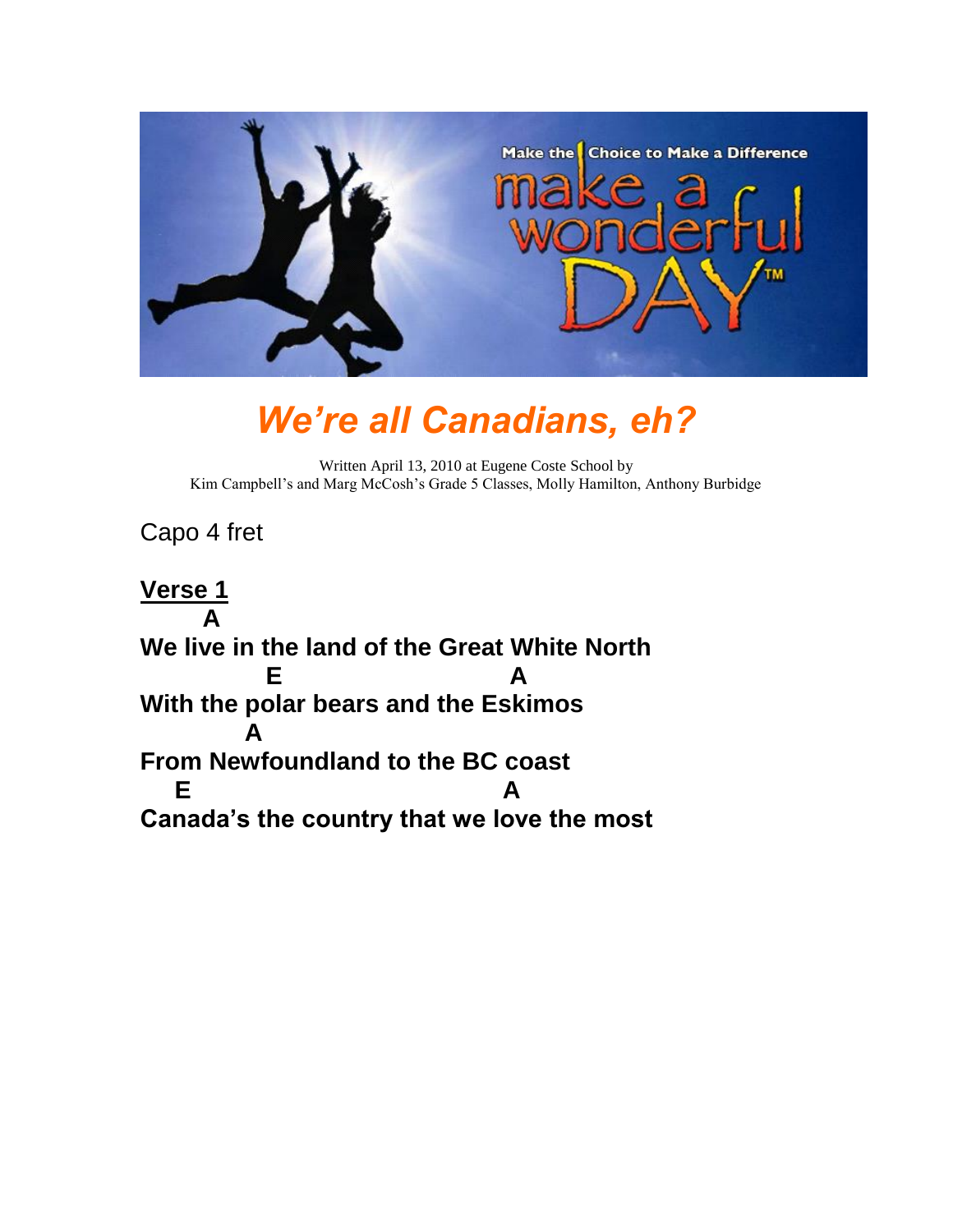# *We're all Canadians, eh?*

Written April 13, 2010 at Eugene Coste School by
Kim Campbell's and Marg McCosh's Grade 5 Classes, Molly Hamilton, Anthony Burbidge

Capo 4 fret

## Verse 1

```
       A
We live in the land of the Great White North
              E                          A
With the polar bears and the Eskimos
            A
From Newfoundland to the BC coast
    E                                   A
Canada's the country that we love the most
```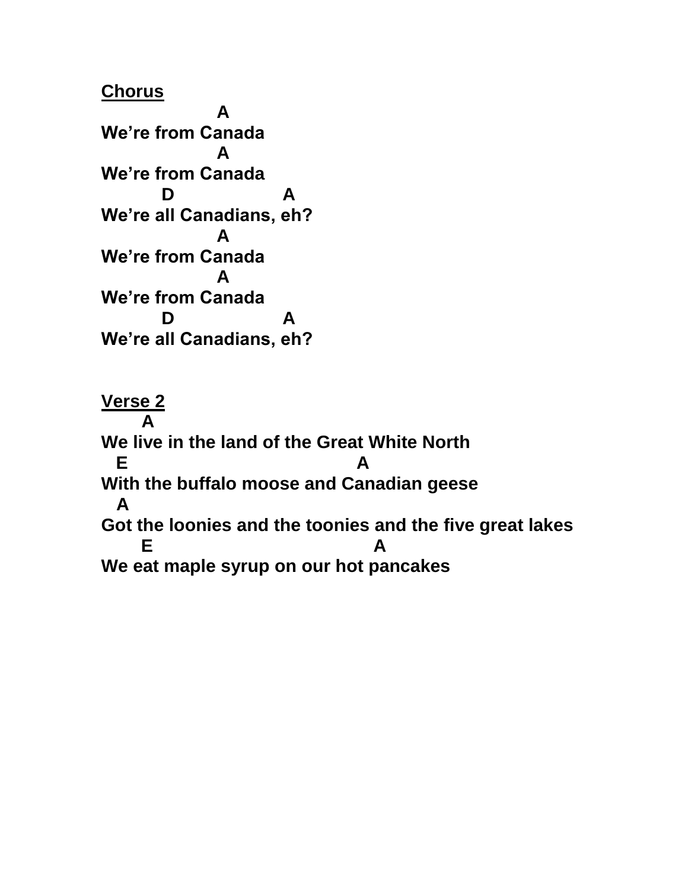**Chorus**

```
              A
We're from Canada
              A
We're from Canada
       D              A
We're all Canadians, eh?
              A
We're from Canada
              A
We're from Canada
       D              A
We're all Canadians, eh?
```

**Verse 2**

```
     A
We live in the land of the Great White North
  E                               A
With the buffalo moose and Canadian geese
  A
Got the loonies and the toonies and the five great lakes
     E                               A
We eat maple syrup on our hot pancakes
```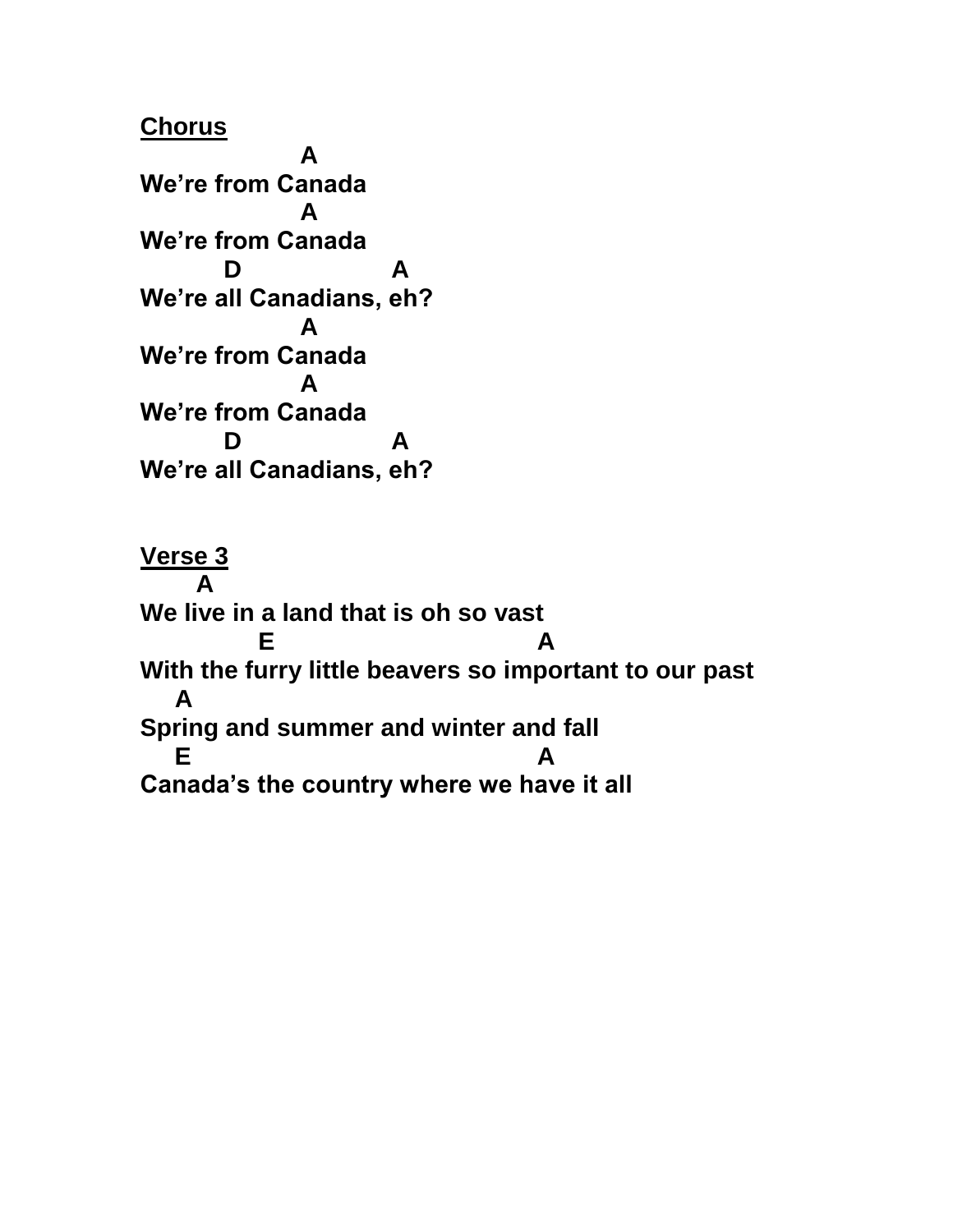**<u>Chorus</u>**

```
               A
We're from Canada
               A
We're from Canada
        D               A
We're all Canadians, eh?
               A
We're from Canada
               A
We're from Canada
        D               A
We're all Canadians, eh?
```

**<u>Verse 3</u>**

```
     A
We live in a land that is oh so vast
           E                          A
With the furry little beavers so important to our past
   A
Spring and summer and winter and fall
   E                                  A
Canada's the country where we have it all
```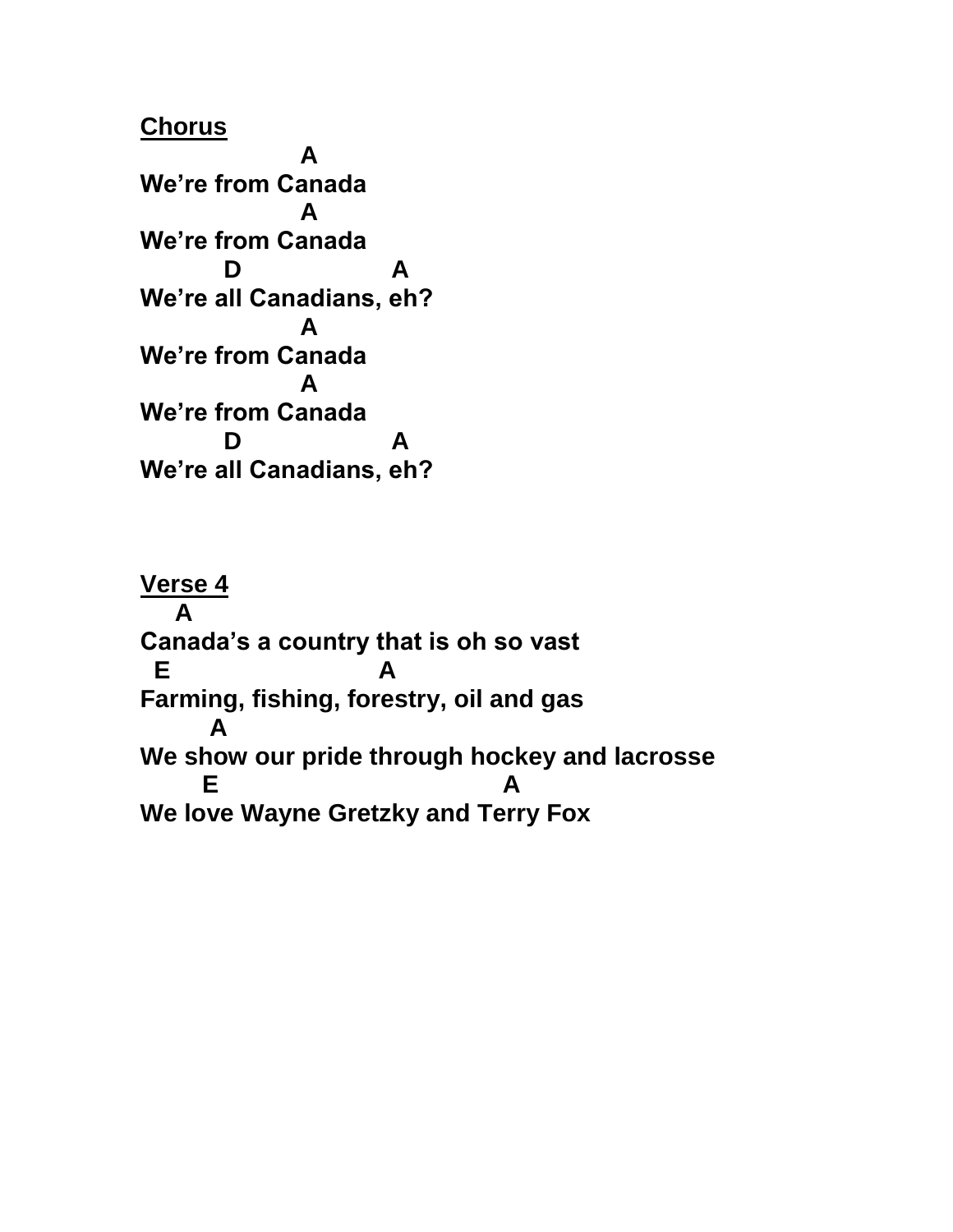**Chorus**

```
                A
We're from Canada
                A
We're from Canada
         D                A
We're all Canadians, eh?
                A
We're from Canada
                A
We're from Canada
         D                A
We're all Canadians, eh?
```

**Verse 4**

```
   A
Canada's a country that is oh so vast
 E                      A
Farming, fishing, forestry, oil and gas
       A
We show our pride through hockey and lacrosse
      E                              A
We love Wayne Gretzky and Terry Fox
```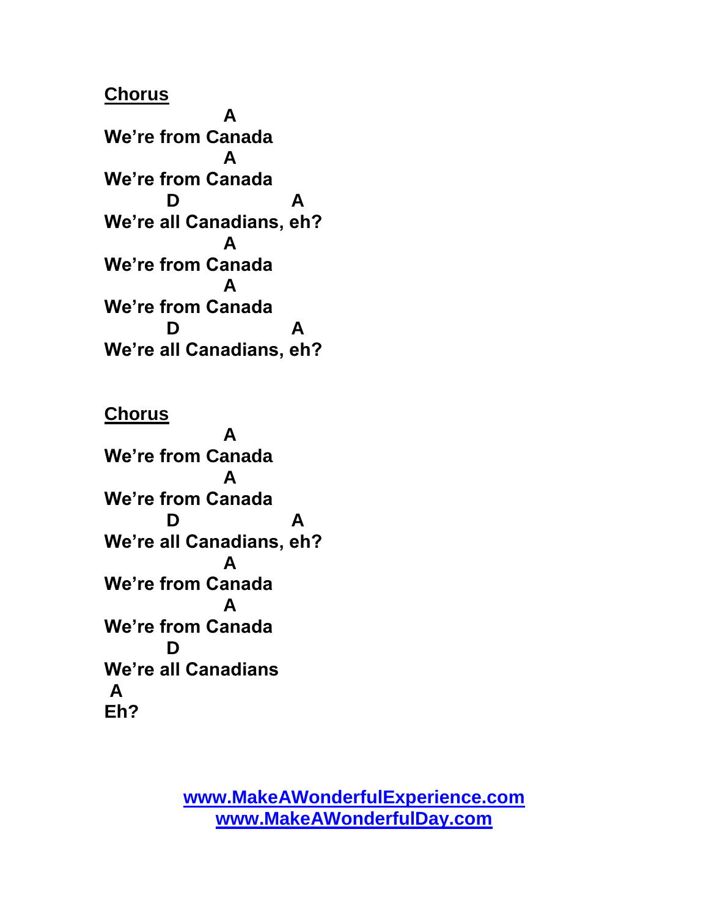**Chorus**

```
               A
We're from Canada
               A
We're from Canada
        D                A
We're all Canadians, eh?
               A
We're from Canada
               A
We're from Canada
        D                A
We're all Canadians, eh?
```

**Chorus**

```
               A
We're from Canada
               A
We're from Canada
        D                A
We're all Canadians, eh?
               A
We're from Canada
               A
We're from Canada
        D
We're all Canadians
 A
Eh?
```

www.MakeAWonderfulExperience.com
www.MakeAWonderfulDay.com